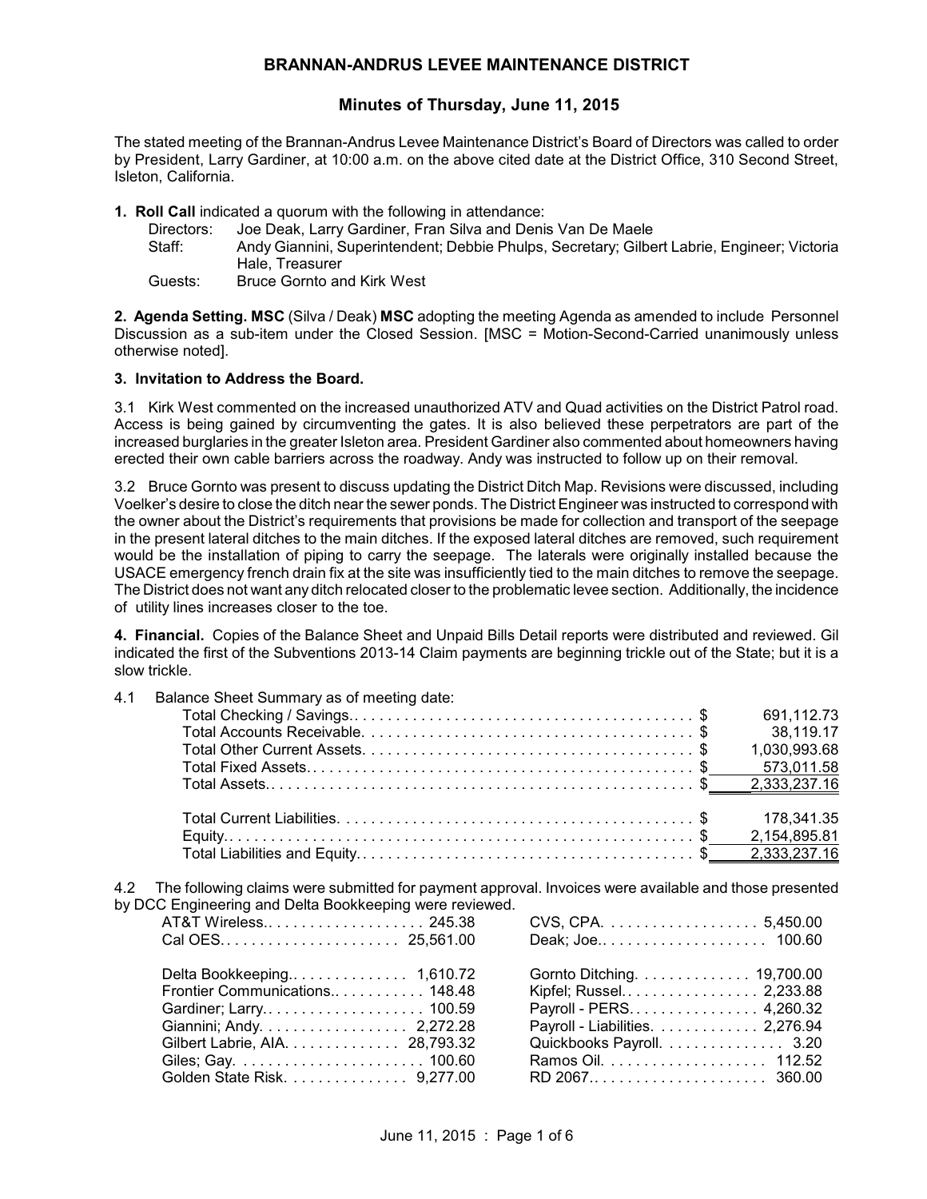# BRANNAN-ANDRUS LEVEE MAINTENANCE DISTRICT

## Minutes of Thursday, June 11, 2015

The stated meeting of the Brannan-Andrus Levee Maintenance District's Board of Directors was called to order by President, Larry Gardiner, at 10:00 a.m. on the above cited date at the District Office, 310 Second Street, Isleton, California.

**1. Roll Call** indicated a quorum with the following in attendance:

- Directors: Joe Deak, Larry Gardiner, Fran Silva and Denis Van De Maele
- Staff: Andy Giannini, Superintendent; Debbie Phulps, Secretary; Gilbert Labrie, Engineer; Victoria Hale, Treasurer
- Guests: Bruce Gornto and Kirk West

**2. Agenda Setting. MSC** (Silva / Deak) **MSC** adopting the meeting Agenda as amended to include Personnel Discussion as a sub-item under the Closed Session. [MSC = Motion-Second-Carried unanimously unless otherwise noted].

**3. Invitation to Address the Board.**

3.1 Kirk West commented on the increased unauthorized ATV and Quad activities on the District Patrol road. Access is being gained by circumventing the gates. It is also believed these perpetrators are part of the increased burglaries in the greater Isleton area. President Gardiner also commented about homeowners having erected their own cable barriers across the roadway. Andy was instructed to follow up on their removal.

3.2 Bruce Gornto was present to discuss updating the District Ditch Map. Revisions were discussed, including Voelker's desire to close the ditch near the sewer ponds. The District Engineer was instructed to correspond with the owner about the District's requirements that provisions be made for collection and transport of the seepage in the present lateral ditches to the main ditches. If the exposed lateral ditches are removed, such requirement would be the installation of piping to carry the seepage. The laterals were originally installed because the USACE emergency french drain fix at the site was insufficiently tied to the main ditches to remove the seepage. The District does not want any ditch relocated closer to the problematic levee section. Additionally, the incidence of utility lines increases closer to the toe.

**4. Financial.** Copies of the Balance Sheet and Unpaid Bills Detail reports were distributed and reviewed. Gil indicated the first of the Subventions 2013-14 Claim payments are beginning trickle out of the State; but it is a slow trickle.

4.1 Balance Sheet Summary as of meeting date:

| | | |
|---|---|---|
| Total Checking / Savings | $ | 691,112.73 |
| Total Accounts Receivable | $ | 38,119.17 |
| Total Other Current Assets | $ | 1,030,993.68 |
| Total Fixed Assets | $ | 573,011.58 |
| Total Assets | $ | 2,333,237.16 |
| | | |
| Total Current Liabilities | $ | 178,341.35 |
| Equity | $ | 2,154,895.81 |
| Total Liabilities and Equity | $ | 2,333,237.16 |

4.2 The following claims were submitted for payment approval. Invoices were available and those presented by DCC Engineering and Delta Bookkeeping were reviewed.

| | |
|---|---|
| AT&T Wireless | 245.38 |
| Cal OES | 25,561.00 |
| Delta Bookkeeping | 1,610.72 |
| Frontier Communications | 148.48 |
| Gardiner; Larry | 100.59 |
| Giannini; Andy | 2,272.28 |
| Gilbert Labrie, AIA | 28,793.32 |
| Giles; Gay | 100.60 |
| Golden State Risk | 9,277.00 |
| CVS, CPA | 5,450.00 |
| Deak; Joe | 100.60 |
| Gornto Ditching | 19,700.00 |
| Kipfel; Russel | 2,233.88 |
| Payroll - PERS | 4,260.32 |
| Payroll - Liabilities | 2,276.94 |
| Quickbooks Payroll | 3.20 |
| Ramos Oil | 112.52 |
| RD 2067 | 360.00 |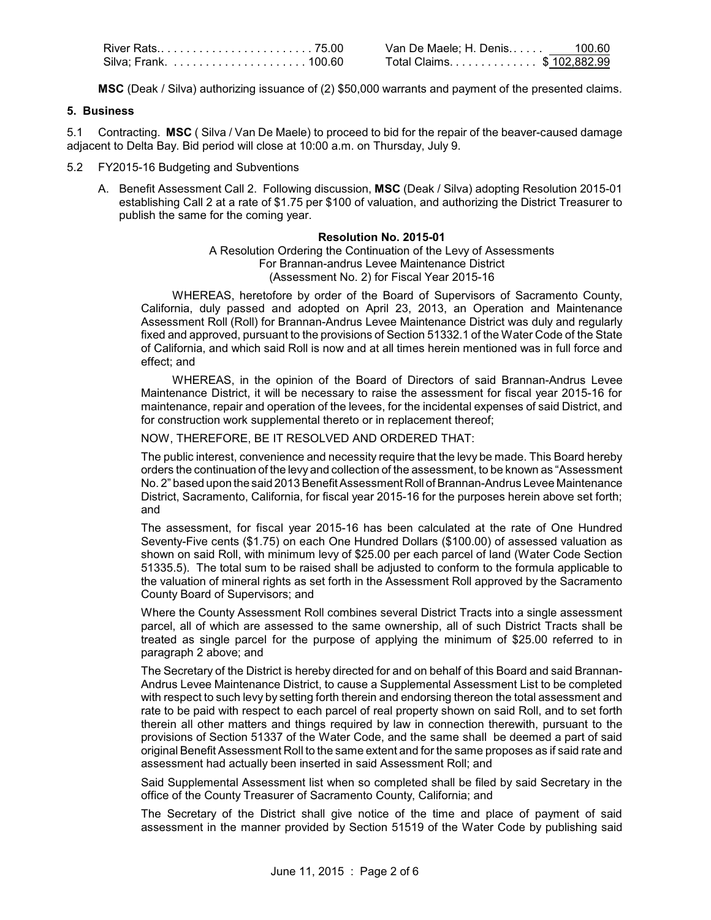| | | | |
|---|---|---|---|
| River Rats | 75.00 | Van De Maele; H. Denis | 100.60 |
| Silva; Frank. | 100.60 | Total Claims | $ 102,882.99 |

**MSC** (Deak / Silva) authorizing issuance of (2) $50,000 warrants and payment of the presented claims.

**5. Business**

5.1 Contracting. **MSC** ( Silva / Van De Maele) to proceed to bid for the repair of the beaver-caused damage adjacent to Delta Bay. Bid period will close at 10:00 a.m. on Thursday, July 9.

5.2 FY2015-16 Budgeting and Subventions

A. Benefit Assessment Call 2. Following discussion, **MSC** (Deak / Silva) adopting Resolution 2015-01 establishing Call 2 at a rate of $1.75 per $100 of valuation, and authorizing the District Treasurer to publish the same for the coming year.

**Resolution No. 2015-01**

A Resolution Ordering the Continuation of the Levy of Assessments
For Brannan-andrus Levee Maintenance District
(Assessment No. 2) for Fiscal Year 2015-16

WHEREAS, heretofore by order of the Board of Supervisors of Sacramento County, California, duly passed and adopted on April 23, 2013, an Operation and Maintenance Assessment Roll (Roll) for Brannan-Andrus Levee Maintenance District was duly and regularly fixed and approved, pursuant to the provisions of Section 51332.1 of the Water Code of the State of California, and which said Roll is now and at all times herein mentioned was in full force and effect; and

WHEREAS, in the opinion of the Board of Directors of said Brannan-Andrus Levee Maintenance District, it will be necessary to raise the assessment for fiscal year 2015-16 for maintenance, repair and operation of the levees, for the incidental expenses of said District, and for construction work supplemental thereto or in replacement thereof;

NOW, THEREFORE, BE IT RESOLVED AND ORDERED THAT:

The public interest, convenience and necessity require that the levy be made. This Board hereby orders the continuation of the levy and collection of the assessment, to be known as "Assessment No. 2" based upon the said 2013 Benefit Assessment Roll of Brannan-Andrus Levee Maintenance District, Sacramento, California, for fiscal year 2015-16 for the purposes herein above set forth; and

The assessment, for fiscal year 2015-16 has been calculated at the rate of One Hundred Seventy-Five cents ($1.75) on each One Hundred Dollars ($100.00) of assessed valuation as shown on said Roll, with minimum levy of $25.00 per each parcel of land (Water Code Section 51335.5). The total sum to be raised shall be adjusted to conform to the formula applicable to the valuation of mineral rights as set forth in the Assessment Roll approved by the Sacramento County Board of Supervisors; and

Where the County Assessment Roll combines several District Tracts into a single assessment parcel, all of which are assessed to the same ownership, all of such District Tracts shall be treated as single parcel for the purpose of applying the minimum of $25.00 referred to in paragraph 2 above; and

The Secretary of the District is hereby directed for and on behalf of this Board and said Brannan-Andrus Levee Maintenance District, to cause a Supplemental Assessment List to be completed with respect to such levy by setting forth therein and endorsing thereon the total assessment and rate to be paid with respect to each parcel of real property shown on said Roll, and to set forth therein all other matters and things required by law in connection therewith, pursuant to the provisions of Section 51337 of the Water Code, and the same shall be deemed a part of said original Benefit Assessment Roll to the same extent and for the same proposes as if said rate and assessment had actually been inserted in said Assessment Roll; and

Said Supplemental Assessment list when so completed shall be filed by said Secretary in the office of the County Treasurer of Sacramento County, California; and

The Secretary of the District shall give notice of the time and place of payment of said assessment in the manner provided by Section 51519 of the Water Code by publishing said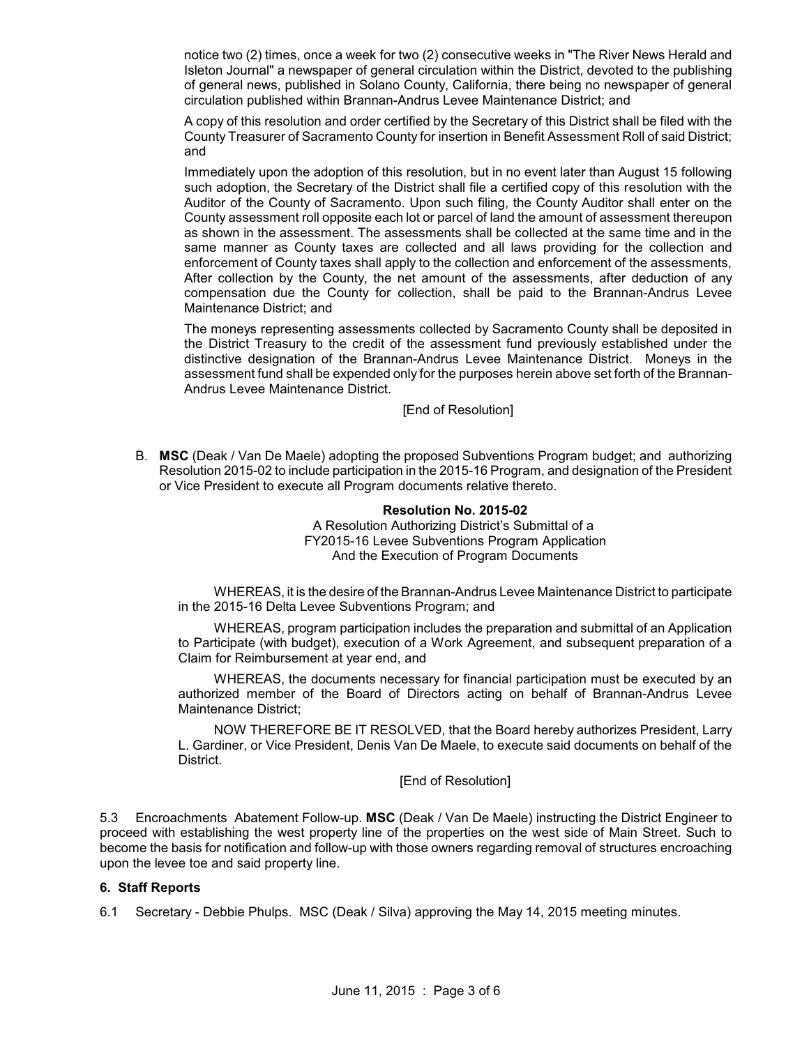notice two (2) times, once a week for two (2) consecutive weeks in "The River News Herald and Isleton Journal" a newspaper of general circulation within the District, devoted to the publishing of general news, published in Solano County, California, there being no newspaper of general circulation published within Brannan-Andrus Levee Maintenance District; and

A copy of this resolution and order certified by the Secretary of this District shall be filed with the County Treasurer of Sacramento County for insertion in Benefit Assessment Roll of said District; and

Immediately upon the adoption of this resolution, but in no event later than August 15 following such adoption, the Secretary of the District shall file a certified copy of this resolution with the Auditor of the County of Sacramento. Upon such filing, the County Auditor shall enter on the County assessment roll opposite each lot or parcel of land the amount of assessment thereupon as shown in the assessment. The assessments shall be collected at the same time and in the same manner as County taxes are collected and all laws providing for the collection and enforcement of County taxes shall apply to the collection and enforcement of the assessments, After collection by the County, the net amount of the assessments, after deduction of any compensation due the County for collection, shall be paid to the Brannan-Andrus Levee Maintenance District; and

The moneys representing assessments collected by Sacramento County shall be deposited in the District Treasury to the credit of the assessment fund previously established under the distinctive designation of the Brannan-Andrus Levee Maintenance District. Moneys in the assessment fund shall be expended only for the purposes herein above set forth of the Brannan-Andrus Levee Maintenance District.

[End of Resolution]

B. **MSC** (Deak / Van De Maele) adopting the proposed Subventions Program budget; and authorizing Resolution 2015-02 to include participation in the 2015-16 Program, and designation of the President or Vice President to execute all Program documents relative thereto.

**Resolution No. 2015-02**
A Resolution Authorizing District's Submittal of a
FY2015-16 Levee Subventions Program Application
And the Execution of Program Documents

WHEREAS, it is the desire of the Brannan-Andrus Levee Maintenance District to participate in the 2015-16 Delta Levee Subventions Program; and

WHEREAS, program participation includes the preparation and submittal of an Application to Participate (with budget), execution of a Work Agreement, and subsequent preparation of a Claim for Reimbursement at year end, and

WHEREAS, the documents necessary for financial participation must be executed by an authorized member of the Board of Directors acting on behalf of Brannan-Andrus Levee Maintenance District;

NOW THEREFORE BE IT RESOLVED, that the Board hereby authorizes President, Larry L. Gardiner, or Vice President, Denis Van De Maele, to execute said documents on behalf of the District.

[End of Resolution]

5.3 Encroachments Abatement Follow-up. **MSC** (Deak / Van De Maele) instructing the District Engineer to proceed with establishing the west property line of the properties on the west side of Main Street. Such to become the basis for notification and follow-up with those owners regarding removal of structures encroaching upon the levee toe and said property line.

**6. Staff Reports**

6.1 Secretary - Debbie Phulps. MSC (Deak / Silva) approving the May 14, 2015 meeting minutes.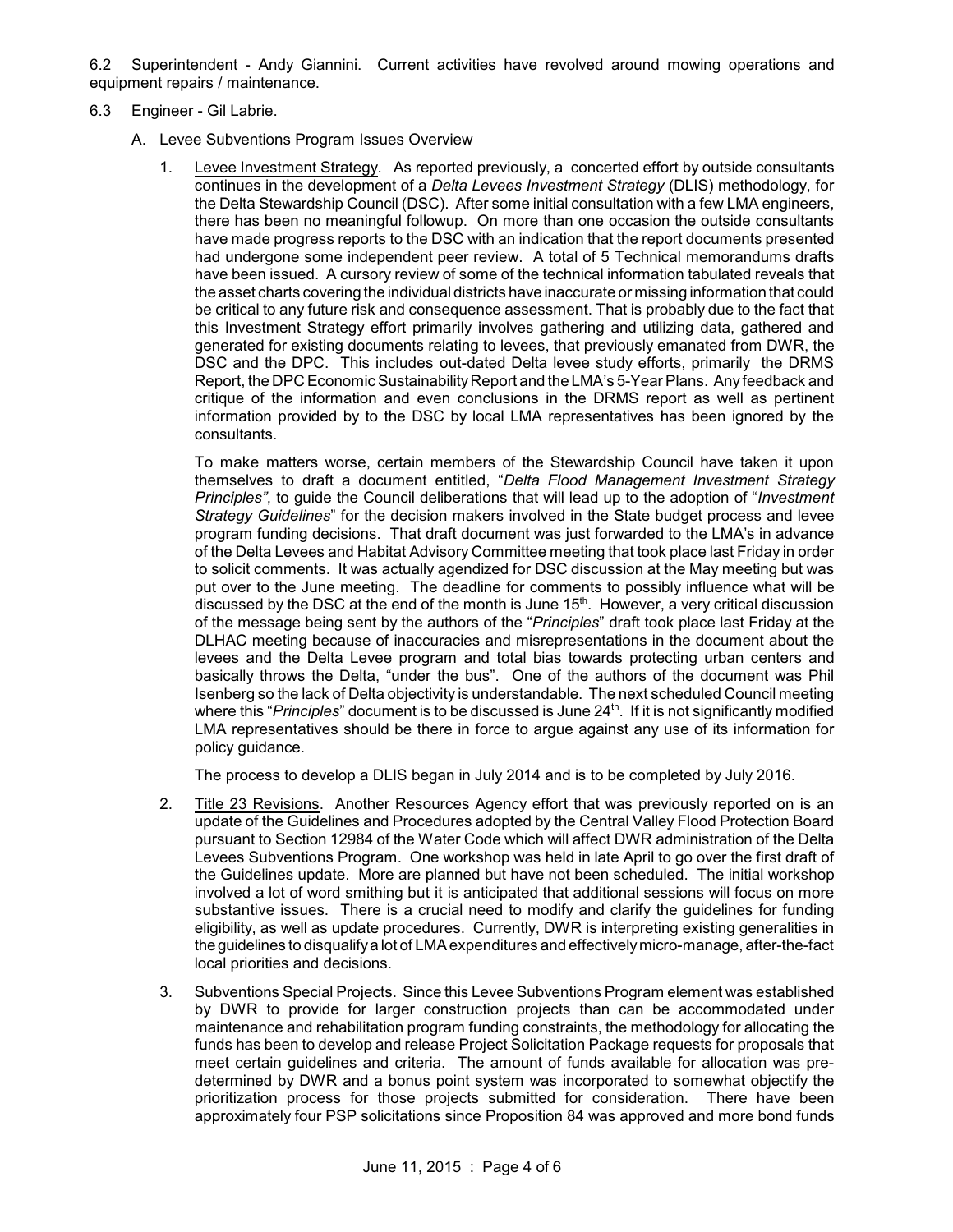6.2 Superintendent - Andy Giannini. Current activities have revolved around mowing operations and equipment repairs / maintenance.

6.3 Engineer - Gil Labrie.

A. Levee Subventions Program Issues Overview

1. Levee Investment Strategy. As reported previously, a concerted effort by outside consultants continues in the development of a *Delta Levees Investment Strategy* (DLIS) methodology, for the Delta Stewardship Council (DSC). After some initial consultation with a few LMA engineers, there has been no meaningful followup. On more than one occasion the outside consultants have made progress reports to the DSC with an indication that the report documents presented had undergone some independent peer review. A total of 5 Technical memorandums drafts have been issued. A cursory review of some of the technical information tabulated reveals that the asset charts covering the individual districts have inaccurate or missing information that could be critical to any future risk and consequence assessment. That is probably due to the fact that this Investment Strategy effort primarily involves gathering and utilizing data, gathered and generated for existing documents relating to levees, that previously emanated from DWR, the DSC and the DPC. This includes out-dated Delta levee study efforts, primarily the DRMS Report, the DPC Economic Sustainability Report and the LMA's 5-Year Plans. Any feedback and critique of the information and even conclusions in the DRMS report as well as pertinent information provided by to the DSC by local LMA representatives has been ignored by the consultants.

   To make matters worse, certain members of the Stewardship Council have taken it upon themselves to draft a document entitled, "*Delta Flood Management Investment Strategy Principles"*, to guide the Council deliberations that will lead up to the adoption of "*Investment Strategy Guidelines*" for the decision makers involved in the State budget process and levee program funding decisions. That draft document was just forwarded to the LMA's in advance of the Delta Levees and Habitat Advisory Committee meeting that took place last Friday in order to solicit comments. It was actually agendized for DSC discussion at the May meeting but was put over to the June meeting. The deadline for comments to possibly influence what will be discussed by the DSC at the end of the month is June 15th. However, a very critical discussion of the message being sent by the authors of the "*Principles*" draft took place last Friday at the DLHAC meeting because of inaccuracies and misrepresentations in the document about the levees and the Delta Levee program and total bias towards protecting urban centers and basically throws the Delta, "under the bus". One of the authors of the document was Phil Isenberg so the lack of Delta objectivity is understandable. The next scheduled Council meeting where this "*Principles*" document is to be discussed is June 24th. If it is not significantly modified LMA representatives should be there in force to argue against any use of its information for policy guidance.

   The process to develop a DLIS began in July 2014 and is to be completed by July 2016.

2. Title 23 Revisions. Another Resources Agency effort that was previously reported on is an update of the Guidelines and Procedures adopted by the Central Valley Flood Protection Board pursuant to Section 12984 of the Water Code which will affect DWR administration of the Delta Levees Subventions Program. One workshop was held in late April to go over the first draft of the Guidelines update. More are planned but have not been scheduled. The initial workshop involved a lot of word smithing but it is anticipated that additional sessions will focus on more substantive issues. There is a crucial need to modify and clarify the guidelines for funding eligibility, as well as update procedures. Currently, DWR is interpreting existing generalities in the guidelines to disqualify a lot of LMA expenditures and effectively micro-manage, after-the-fact local priorities and decisions.

3. Subventions Special Projects. Since this Levee Subventions Program element was established by DWR to provide for larger construction projects than can be accommodated under maintenance and rehabilitation program funding constraints, the methodology for allocating the funds has been to develop and release Project Solicitation Package requests for proposals that meet certain guidelines and criteria. The amount of funds available for allocation was pre-determined by DWR and a bonus point system was incorporated to somewhat objectify the prioritization process for those projects submitted for consideration. There have been approximately four PSP solicitations since Proposition 84 was approved and more bond funds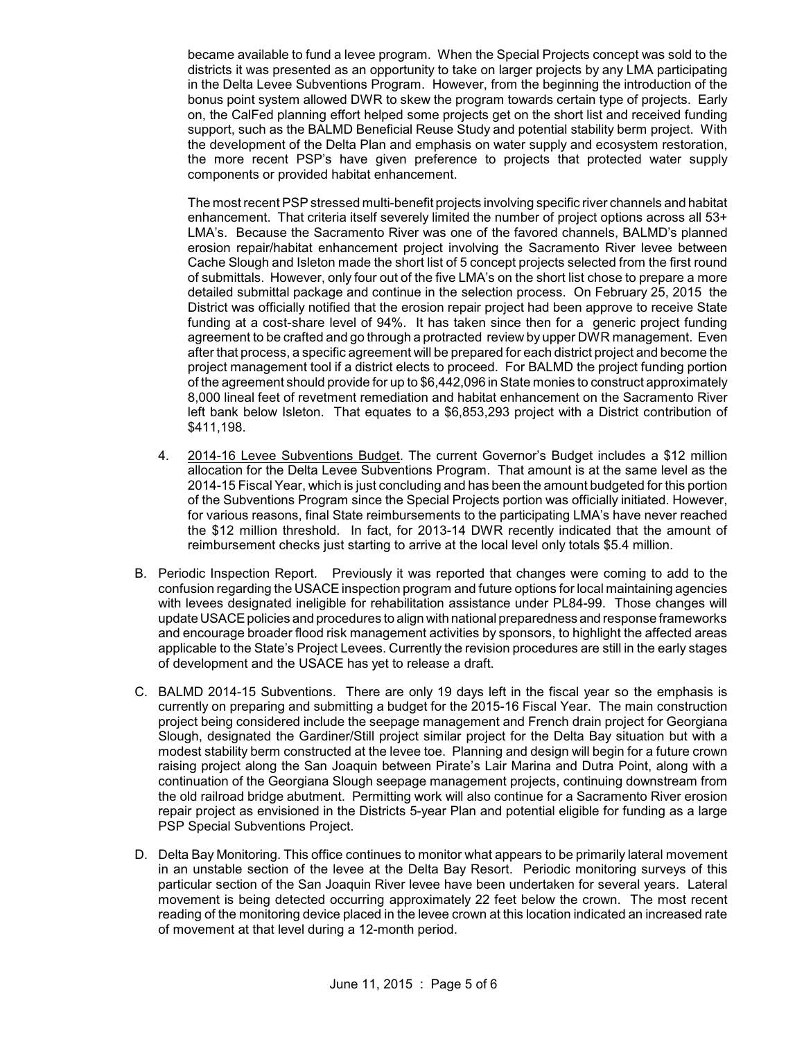became available to fund a levee program. When the Special Projects concept was sold to the districts it was presented as an opportunity to take on larger projects by any LMA participating in the Delta Levee Subventions Program. However, from the beginning the introduction of the bonus point system allowed DWR to skew the program towards certain type of projects. Early on, the CalFed planning effort helped some projects get on the short list and received funding support, such as the BALMD Beneficial Reuse Study and potential stability berm project. With the development of the Delta Plan and emphasis on water supply and ecosystem restoration, the more recent PSP's have given preference to projects that protected water supply components or provided habitat enhancement.

The most recent PSP stressed multi-benefit projects involving specific river channels and habitat enhancement. That criteria itself severely limited the number of project options across all 53+ LMA's. Because the Sacramento River was one of the favored channels, BALMD's planned erosion repair/habitat enhancement project involving the Sacramento River levee between Cache Slough and Isleton made the short list of 5 concept projects selected from the first round of submittals. However, only four out of the five LMA's on the short list chose to prepare a more detailed submittal package and continue in the selection process. On February 25, 2015 the District was officially notified that the erosion repair project had been approve to receive State funding at a cost-share level of 94%. It has taken since then for a generic project funding agreement to be crafted and go through a protracted review by upper DWR management. Even after that process, a specific agreement will be prepared for each district project and become the project management tool if a district elects to proceed. For BALMD the project funding portion of the agreement should provide for up to $6,442,096 in State monies to construct approximately 8,000 lineal feet of revetment remediation and habitat enhancement on the Sacramento River left bank below Isleton. That equates to a $6,853,293 project with a District contribution of $411,198.

4. <u>2014-16 Levee Subventions Budget</u>. The current Governor's Budget includes a $12 million allocation for the Delta Levee Subventions Program. That amount is at the same level as the 2014-15 Fiscal Year, which is just concluding and has been the amount budgeted for this portion of the Subventions Program since the Special Projects portion was officially initiated. However, for various reasons, final State reimbursements to the participating LMA's have never reached the $12 million threshold. In fact, for 2013-14 DWR recently indicated that the amount of reimbursement checks just starting to arrive at the local level only totals $5.4 million.

B. Periodic Inspection Report. Previously it was reported that changes were coming to add to the confusion regarding the USACE inspection program and future options for local maintaining agencies with levees designated ineligible for rehabilitation assistance under PL84-99. Those changes will update USACE policies and procedures to align with national preparedness and response frameworks and encourage broader flood risk management activities by sponsors, to highlight the affected areas applicable to the State's Project Levees. Currently the revision procedures are still in the early stages of development and the USACE has yet to release a draft.

C. BALMD 2014-15 Subventions. There are only 19 days left in the fiscal year so the emphasis is currently on preparing and submitting a budget for the 2015-16 Fiscal Year. The main construction project being considered include the seepage management and French drain project for Georgiana Slough, designated the Gardiner/Still project similar project for the Delta Bay situation but with a modest stability berm constructed at the levee toe. Planning and design will begin for a future crown raising project along the San Joaquin between Pirate's Lair Marina and Dutra Point, along with a continuation of the Georgiana Slough seepage management projects, continuing downstream from the old railroad bridge abutment. Permitting work will also continue for a Sacramento River erosion repair project as envisioned in the Districts 5-year Plan and potential eligible for funding as a large PSP Special Subventions Project.

D. Delta Bay Monitoring. This office continues to monitor what appears to be primarily lateral movement in an unstable section of the levee at the Delta Bay Resort. Periodic monitoring surveys of this particular section of the San Joaquin River levee have been undertaken for several years. Lateral movement is being detected occurring approximately 22 feet below the crown. The most recent reading of the monitoring device placed in the levee crown at this location indicated an increased rate of movement at that level during a 12-month period.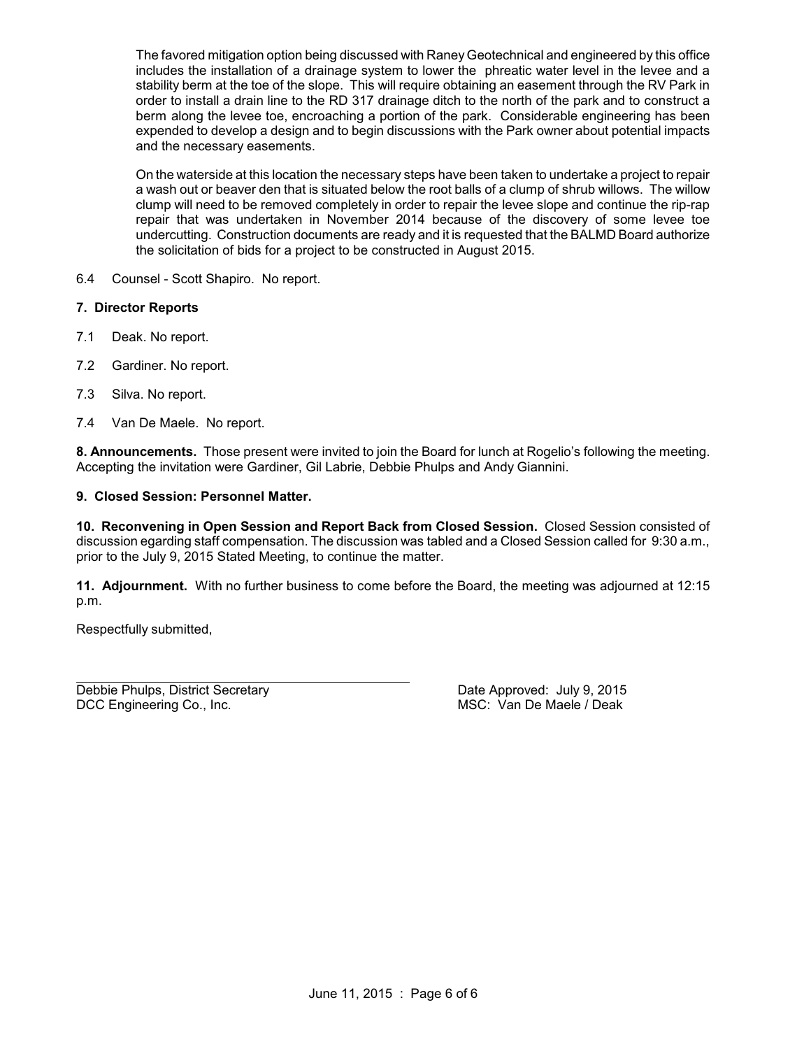The favored mitigation option being discussed with Raney Geotechnical and engineered by this office includes the installation of a drainage system to lower the phreatic water level in the levee and a stability berm at the toe of the slope. This will require obtaining an easement through the RV Park in order to install a drain line to the RD 317 drainage ditch to the north of the park and to construct a berm along the levee toe, encroaching a portion of the park. Considerable engineering has been expended to develop a design and to begin discussions with the Park owner about potential impacts and the necessary easements.

On the waterside at this location the necessary steps have been taken to undertake a project to repair a wash out or beaver den that is situated below the root balls of a clump of shrub willows. The willow clump will need to be removed completely in order to repair the levee slope and continue the rip-rap repair that was undertaken in November 2014 because of the discovery of some levee toe undercutting. Construction documents are ready and it is requested that the BALMD Board authorize the solicitation of bids for a project to be constructed in August 2015.

6.4 Counsel - Scott Shapiro. No report.

**7. Director Reports**

7.1 Deak. No report.

7.2 Gardiner. No report.

7.3 Silva. No report.

7.4 Van De Maele. No report.

**8. Announcements.** Those present were invited to join the Board for lunch at Rogelio's following the meeting. Accepting the invitation were Gardiner, Gil Labrie, Debbie Phulps and Andy Giannini.

**9. Closed Session: Personnel Matter.**

**10. Reconvening in Open Session and Report Back from Closed Session.** Closed Session consisted of discussion egarding staff compensation. The discussion was tabled and a Closed Session called for 9:30 a.m., prior to the July 9, 2015 Stated Meeting, to continue the matter.

**11. Adjournment.** With no further business to come before the Board, the meeting was adjourned at 12:15 p.m.

Respectfully submitted,

Debbie Phulps, District Secretary
DCC Engineering Co., Inc.

Date Approved: July 9, 2015
MSC: Van De Maele / Deak